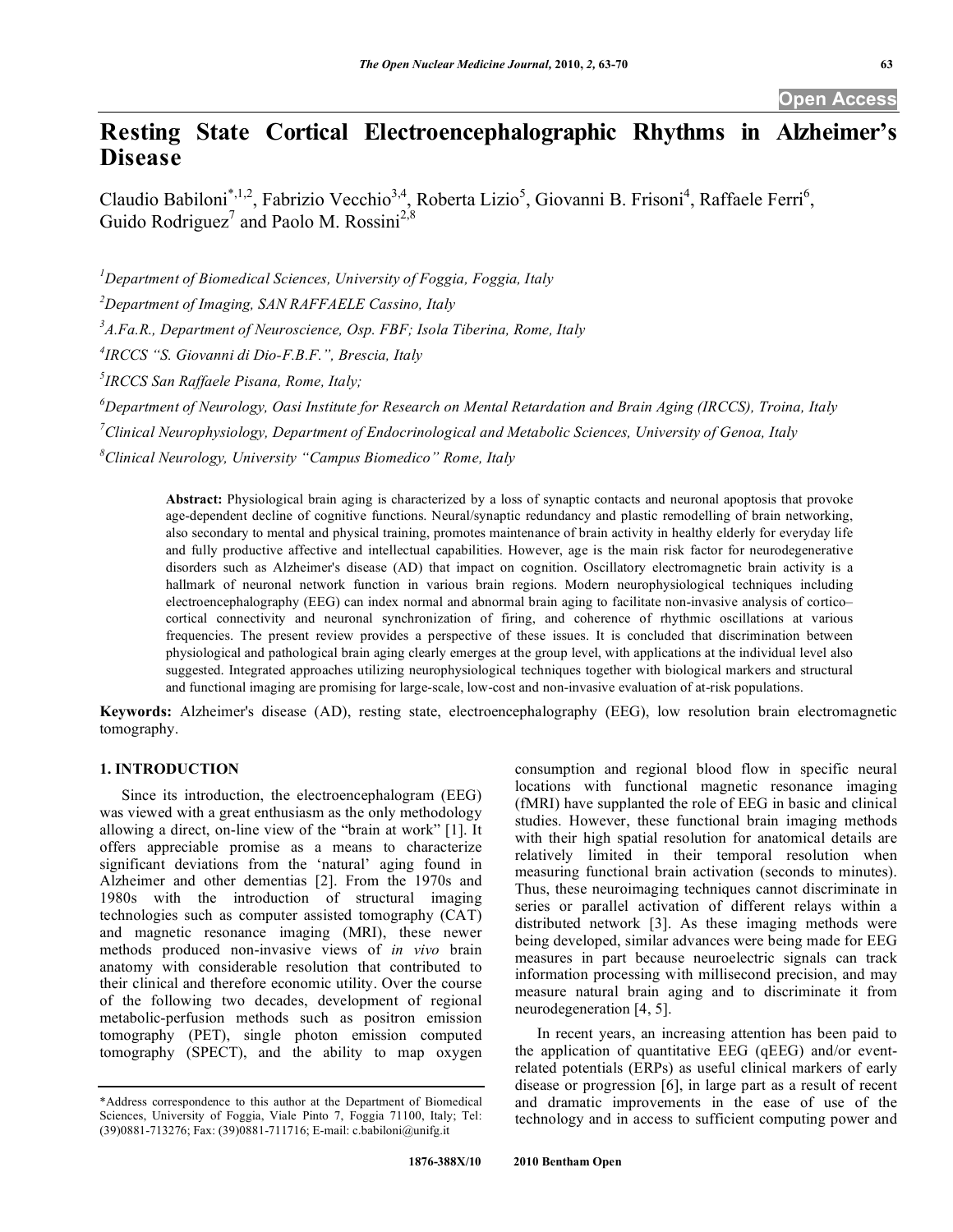# Resting State Cortical Electroencephalographic Rhythms in Alzheimer's Disease

Claudio Babiloni[*,1,2], Fabrizio Vecchio[3,4], Roberta Lizio[5], Giovanni B. Frisoni[4], Raffaele Ferri[6], Guido Rodriguez[7] and Paolo M. Rossini[2,8]

[1]Department of Biomedical Sciences, University of Foggia, Foggia, Italy

[2]Department of Imaging, SAN RAFFAELE Cassino, Italy

[3]A.Fa.R., Department of Neuroscience, Osp. FBF; Isola Tiberina, Rome, Italy

[4]IRCCS "S. Giovanni di Dio-F.B.F.", Brescia, Italy

[5]IRCCS San Raffaele Pisana, Rome, Italy;

[6]Department of Neurology, Oasi Institute for Research on Mental Retardation and Brain Aging (IRCCS), Troina, Italy

[7]Clinical Neurophysiology, Department of Endocrinological and Metabolic Sciences, University of Genoa, Italy

[8]Clinical Neurology, University "Campus Biomedico" Rome, Italy

**Abstract:** Physiological brain aging is characterized by a loss of synaptic contacts and neuronal apoptosis that provoke age-dependent decline of cognitive functions. Neural/synaptic redundancy and plastic remodelling of brain networking, also secondary to mental and physical training, promotes maintenance of brain activity in healthy elderly for everyday life and fully productive affective and intellectual capabilities. However, age is the main risk factor for neurodegenerative disorders such as Alzheimer's disease (AD) that impact on cognition. Oscillatory electromagnetic brain activity is a hallmark of neuronal network function in various brain regions. Modern neurophysiological techniques including electroencephalography (EEG) can index normal and abnormal brain aging to facilitate non-invasive analysis of cortico–cortical connectivity and neuronal synchronization of firing, and coherence of rhythmic oscillations at various frequencies. The present review provides a perspective of these issues. It is concluded that discrimination between physiological and pathological brain aging clearly emerges at the group level, with applications at the individual level also suggested. Integrated approaches utilizing neurophysiological techniques together with biological markers and structural and functional imaging are promising for large-scale, low-cost and non-invasive evaluation of at-risk populations.

**Keywords:** Alzheimer's disease (AD), resting state, electroencephalography (EEG), low resolution brain electromagnetic tomography.

## 1. INTRODUCTION

Since its introduction, the electroencephalogram (EEG) was viewed with a great enthusiasm as the only methodology allowing a direct, on-line view of the "brain at work" [1]. It offers appreciable promise as a means to characterize significant deviations from the 'natural' aging found in Alzheimer and other dementias [2]. From the 1970s and 1980s with the introduction of structural imaging technologies such as computer assisted tomography (CAT) and magnetic resonance imaging (MRI), these newer methods produced non-invasive views of *in vivo* brain anatomy with considerable resolution that contributed to their clinical and therefore economic utility. Over the course of the following two decades, development of regional metabolic-perfusion methods such as positron emission tomography (PET), single photon emission computed tomography (SPECT), and the ability to map oxygen consumption and regional blood flow in specific neural locations with functional magnetic resonance imaging (fMRI) have supplanted the role of EEG in basic and clinical studies. However, these functional brain imaging methods with their high spatial resolution for anatomical details are relatively limited in their temporal resolution when measuring functional brain activation (seconds to minutes). Thus, these neuroimaging techniques cannot discriminate in series or parallel activation of different relays within a distributed network [3]. As these imaging methods were being developed, similar advances were being made for EEG measures in part because neuroelectric signals can track information processing with millisecond precision, and may measure natural brain aging and to discriminate it from neurodegeneration [4, 5].

In recent years, an increasing attention has been paid to the application of quantitative EEG (qEEG) and/or event-related potentials (ERPs) as useful clinical markers of early disease or progression [6], in large part as a result of recent and dramatic improvements in the ease of use of the technology and in access to sufficient computing power and

*Address correspondence to this author at the Department of Biomedical Sciences, University of Foggia, Viale Pinto 7, Foggia 71100, Italy; Tel: (39)0881-713276; Fax: (39)0881-711716; E-mail: c.babiloni@unifg.it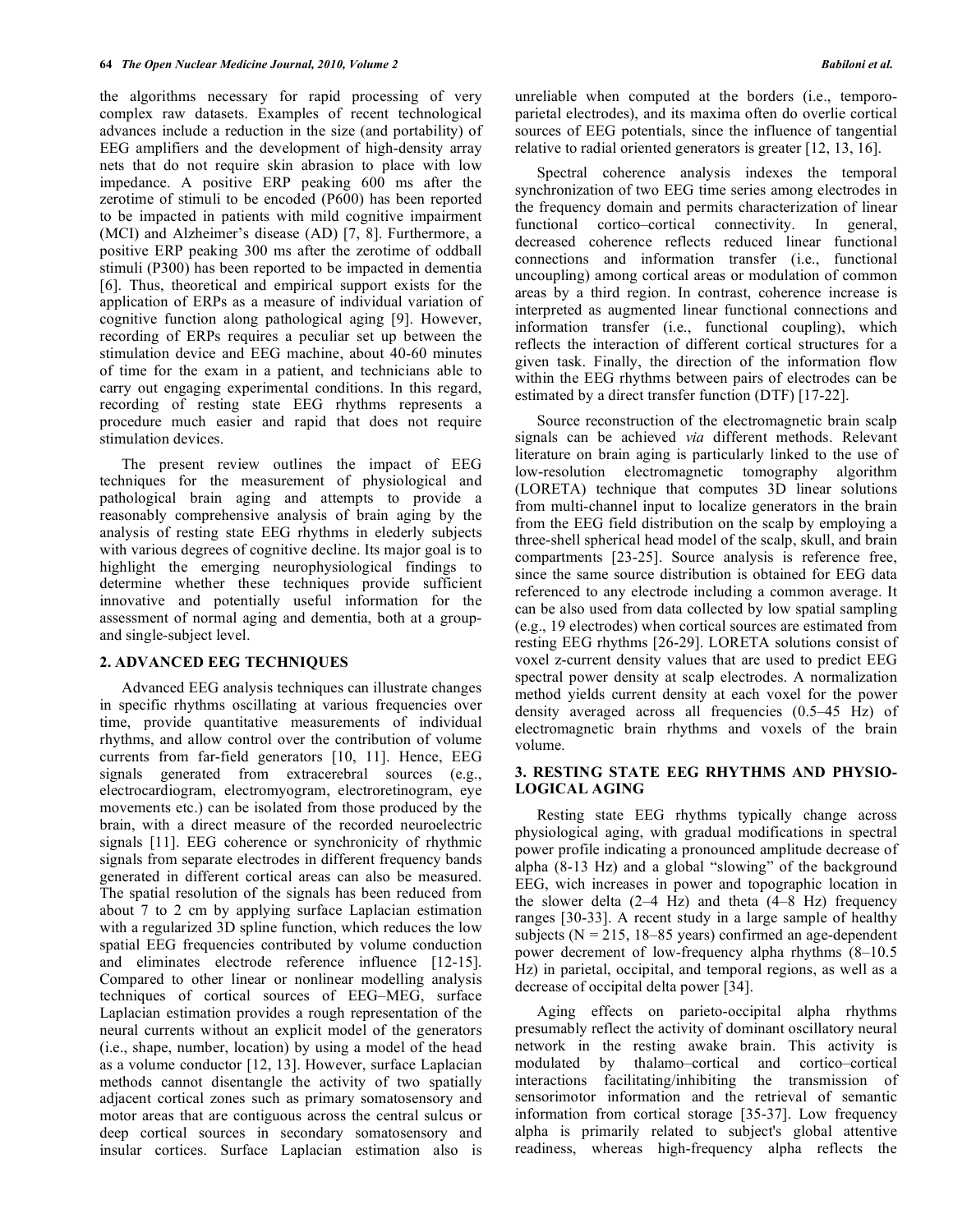the algorithms necessary for rapid processing of very complex raw datasets. Examples of recent technological advances include a reduction in the size (and portability) of EEG amplifiers and the development of high-density array nets that do not require skin abrasion to place with low impedance. A positive ERP peaking 600 ms after the zerotime of stimuli to be encoded (P600) has been reported to be impacted in patients with mild cognitive impairment (MCI) and Alzheimer's disease (AD) [7, 8]. Furthermore, a positive ERP peaking 300 ms after the zerotime of oddball stimuli (P300) has been reported to be impacted in dementia [6]. Thus, theoretical and empirical support exists for the application of ERPs as a measure of individual variation of cognitive function along pathological aging [9]. However, recording of ERPs requires a peculiar set up between the stimulation device and EEG machine, about 40-60 minutes of time for the exam in a patient, and technicians able to carry out engaging experimental conditions. In this regard, recording of resting state EEG rhythms represents a procedure much easier and rapid that does not require stimulation devices.

The present review outlines the impact of EEG techniques for the measurement of physiological and pathological brain aging and attempts to provide a reasonably comprehensive analysis of brain aging by the analysis of resting state EEG rhythms in elederly subjects with various degrees of cognitive decline. Its major goal is to highlight the emerging neurophysiological findings to determine whether these techniques provide sufficient innovative and potentially useful information for the assessment of normal aging and dementia, both at a group- and single-subject level.

## 2. ADVANCED EEG TECHNIQUES

Advanced EEG analysis techniques can illustrate changes in specific rhythms oscillating at various frequencies over time, provide quantitative measurements of individual rhythms, and allow control over the contribution of volume currents from far-field generators [10, 11]. Hence, EEG signals generated from extracerebral sources (e.g., electrocardiogram, electromyogram, electroretinogram, eye movements etc.) can be isolated from those produced by the brain, with a direct measure of the recorded neuroelectric signals [11]. EEG coherence or synchronicity of rhythmic signals from separate electrodes in different frequency bands generated in different cortical areas can also be measured. The spatial resolution of the signals has been reduced from about 7 to 2 cm by applying surface Laplacian estimation with a regularized 3D spline function, which reduces the low spatial EEG frequencies contributed by volume conduction and eliminates electrode reference influence [12-15]. Compared to other linear or nonlinear modelling analysis techniques of cortical sources of EEG–MEG, surface Laplacian estimation provides a rough representation of the neural currents without an explicit model of the generators (i.e., shape, number, location) by using a model of the head as a volume conductor [12, 13]. However, surface Laplacian methods cannot disentangle the activity of two spatially adjacent cortical zones such as primary somatosensory and motor areas that are contiguous across the central sulcus or deep cortical sources in secondary somatosensory and insular cortices. Surface Laplacian estimation also is unreliable when computed at the borders (i.e., temporo-parietal electrodes), and its maxima often do overlie cortical sources of EEG potentials, since the influence of tangential relative to radial oriented generators is greater [12, 13, 16].

Spectral coherence analysis indexes the temporal synchronization of two EEG time series among electrodes in the frequency domain and permits characterization of linear functional cortico–cortical connectivity. In general, decreased coherence reflects reduced linear functional connections and information transfer (i.e., functional uncoupling) among cortical areas or modulation of common areas by a third region. In contrast, coherence increase is interpreted as augmented linear functional connections and information transfer (i.e., functional coupling), which reflects the interaction of different cortical structures for a given task. Finally, the direction of the information flow within the EEG rhythms between pairs of electrodes can be estimated by a direct transfer function (DTF) [17-22].

Source reconstruction of the electromagnetic brain scalp signals can be achieved *via* different methods. Relevant literature on brain aging is particularly linked to the use of low-resolution electromagnetic tomography algorithm (LORETA) technique that computes 3D linear solutions from multi-channel input to localize generators in the brain from the EEG field distribution on the scalp by employing a three-shell spherical head model of the scalp, skull, and brain compartments [23-25]. Source analysis is reference free, since the same source distribution is obtained for EEG data referenced to any electrode including a common average. It can be also used from data collected by low spatial sampling (e.g., 19 electrodes) when cortical sources are estimated from resting EEG rhythms [26-29]. LORETA solutions consist of voxel z-current density values that are used to predict EEG spectral power density at scalp electrodes. A normalization method yields current density at each voxel for the power density averaged across all frequencies (0.5–45 Hz) of electromagnetic brain rhythms and voxels of the brain volume.

## 3. RESTING STATE EEG RHYTHMS AND PHYSIO-LOGICAL AGING

Resting state EEG rhythms typically change across physiological aging, with gradual modifications in spectral power profile indicating a pronounced amplitude decrease of alpha (8-13 Hz) and a global "slowing" of the background EEG, wich increases in power and topographic location in the slower delta (2–4 Hz) and theta (4–8 Hz) frequency ranges [30-33]. A recent study in a large sample of healthy subjects (N = 215, 18–85 years) confirmed an age-dependent power decrement of low-frequency alpha rhythms (8–10.5 Hz) in parietal, occipital, and temporal regions, as well as a decrease of occipital delta power [34].

Aging effects on parieto-occipital alpha rhythms presumably reflect the activity of dominant oscillatory neural network in the resting awake brain. This activity is modulated by thalamo–cortical and cortico–cortical interactions facilitating/inhibiting the transmission of sensorimotor information and the retrieval of semantic information from cortical storage [35-37]. Low frequency alpha is primarily related to subject's global attentive readiness, whereas high-frequency alpha reflects the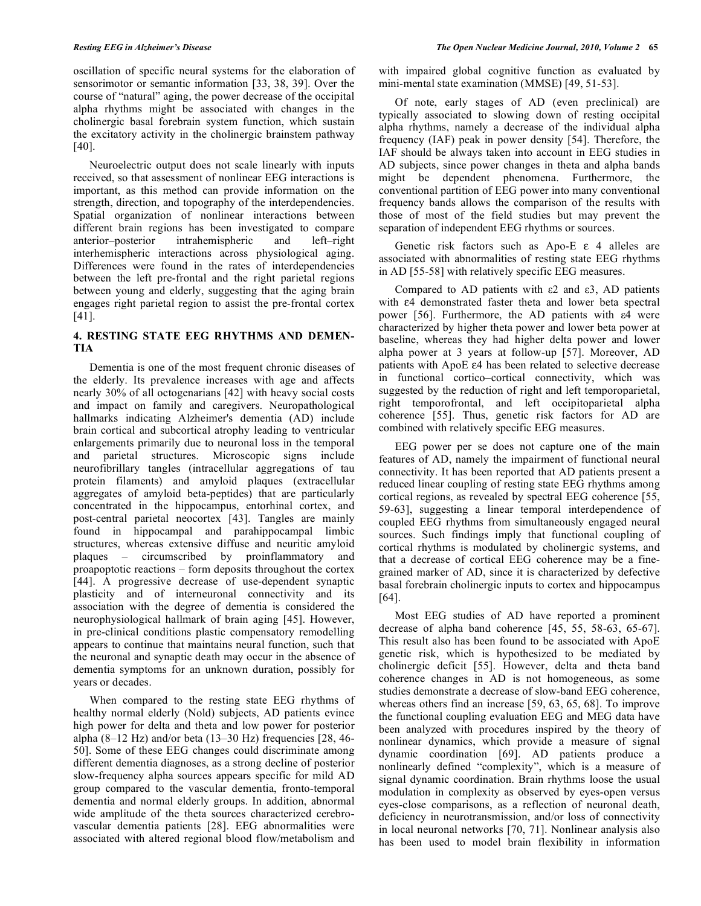oscillation of specific neural systems for the elaboration of sensorimotor or semantic information [33, 38, 39]. Over the course of "natural" aging, the power decrease of the occipital alpha rhythms might be associated with changes in the cholinergic basal forebrain system function, which sustain the excitatory activity in the cholinergic brainstem pathway [40].

Neuroelectric output does not scale linearly with inputs received, so that assessment of nonlinear EEG interactions is important, as this method can provide information on the strength, direction, and topography of the interdependencies. Spatial organization of nonlinear interactions between different brain regions has been investigated to compare anterior–posterior intrahemispheric and left–right interhemispheric interactions across physiological aging. Differences were found in the rates of interdependencies between the left pre-frontal and the right parietal regions between young and elderly, suggesting that the aging brain engages right parietal region to assist the pre-frontal cortex [41].

## 4. RESTING STATE EEG RHYTHMS AND DEMENTIA

Dementia is one of the most frequent chronic diseases of the elderly. Its prevalence increases with age and affects nearly 30% of all octogenarians [42] with heavy social costs and impact on family and caregivers. Neuropathological hallmarks indicating Alzheimer's dementia (AD) include brain cortical and subcortical atrophy leading to ventricular enlargements primarily due to neuronal loss in the temporal and parietal structures. Microscopic signs include neurofibrillary tangles (intracellular aggregations of tau protein filaments) and amyloid plaques (extracellular aggregates of amyloid beta-peptides) that are particularly concentrated in the hippocampus, entorhinal cortex, and post-central parietal neocortex [43]. Tangles are mainly found in hippocampal and parahippocampal limbic structures, whereas extensive diffuse and neuritic amyloid plaques – circumscribed by proinflammatory and proapoptotic reactions – form deposits throughout the cortex [44]. A progressive decrease of use-dependent synaptic plasticity and of interneuronal connectivity and its association with the degree of dementia is considered the neurophysiological hallmark of brain aging [45]. However, in pre-clinical conditions plastic compensatory remodelling appears to continue that maintains neural function, such that the neuronal and synaptic death may occur in the absence of dementia symptoms for an unknown duration, possibly for years or decades.

When compared to the resting state EEG rhythms of healthy normal elderly (Nold) subjects, AD patients evince high power for delta and theta and low power for posterior alpha (8–12 Hz) and/or beta (13–30 Hz) frequencies [28, 46-50]. Some of these EEG changes could discriminate among different dementia diagnoses, as a strong decline of posterior slow-frequency alpha sources appears specific for mild AD group compared to the vascular dementia, fronto-temporal dementia and normal elderly groups. In addition, abnormal wide amplitude of the theta sources characterized cerebro-vascular dementia patients [28]. EEG abnormalities were associated with altered regional blood flow/metabolism and with impaired global cognitive function as evaluated by mini-mental state examination (MMSE) [49, 51-53].

Of note, early stages of AD (even preclinical) are typically associated to slowing down of resting occipital alpha rhythms, namely a decrease of the individual alpha frequency (IAF) peak in power density [54]. Therefore, the IAF should be always taken into account in EEG studies in AD subjects, since power changes in theta and alpha bands might be dependent phenomena. Furthermore, the conventional partition of EEG power into many conventional frequency bands allows the comparison of the results with those of most of the field studies but may prevent the separation of independent EEG rhythms or sources.

Genetic risk factors such as Apo-E ε 4 alleles are associated with abnormalities of resting state EEG rhythms in AD [55-58] with relatively specific EEG measures.

Compared to AD patients with ε2 and ε3, AD patients with ε4 demonstrated faster theta and lower beta spectral power [56]. Furthermore, the AD patients with ε4 were characterized by higher theta power and lower beta power at baseline, whereas they had higher delta power and lower alpha power at 3 years at follow-up [57]. Moreover, AD patients with ApoE ε4 has been related to selective decrease in functional cortico–cortical connectivity, which was suggested by the reduction of right and left temporoparietal, right temporofrontal, and left occipitoparietal alpha coherence [55]. Thus, genetic risk factors for AD are combined with relatively specific EEG measures.

EEG power per se does not capture one of the main features of AD, namely the impairment of functional neural connectivity. It has been reported that AD patients present a reduced linear coupling of resting state EEG rhythms among cortical regions, as revealed by spectral EEG coherence [55, 59-63], suggesting a linear temporal interdependence of coupled EEG rhythms from simultaneously engaged neural sources. Such findings imply that functional coupling of cortical rhythms is modulated by cholinergic systems, and that a decrease of cortical EEG coherence may be a fine-grained marker of AD, since it is characterized by defective basal forebrain cholinergic inputs to cortex and hippocampus [64].

Most EEG studies of AD have reported a prominent decrease of alpha band coherence [45, 55, 58-63, 65-67]. This result also has been found to be associated with ApoE genetic risk, which is hypothesized to be mediated by cholinergic deficit [55]. However, delta and theta band coherence changes in AD is not homogeneous, as some studies demonstrate a decrease of slow-band EEG coherence, whereas others find an increase [59, 63, 65, 68]. To improve the functional coupling evaluation EEG and MEG data have been analyzed with procedures inspired by the theory of nonlinear dynamics, which provide a measure of signal dynamic coordination [69]. AD patients produce a nonlinearly defined "complexity", which is a measure of signal dynamic coordination. Brain rhythms loose the usual modulation in complexity as observed by eyes-open versus eyes-close comparisons, as a reflection of neuronal death, deficiency in neurotransmission, and/or loss of connectivity in local neuronal networks [70, 71]. Nonlinear analysis also has been used to model brain flexibility in information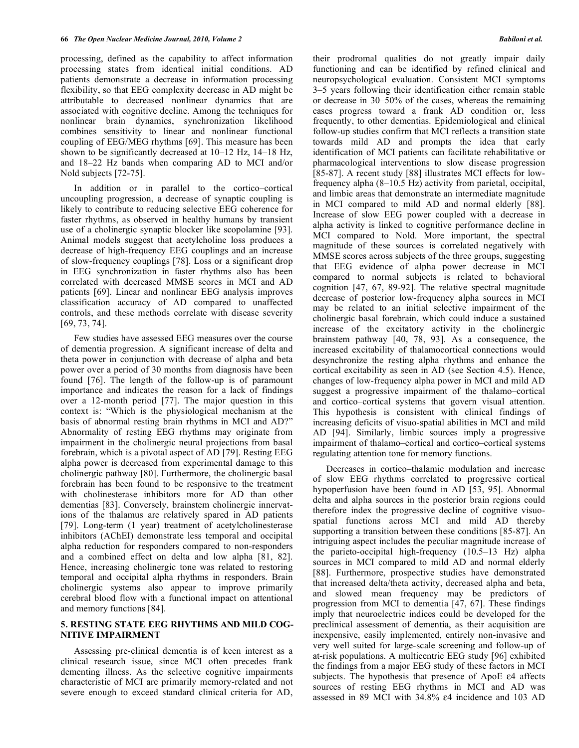processing, defined as the capability to affect information processing states from identical initial conditions. AD patients demonstrate a decrease in information processing flexibility, so that EEG complexity decrease in AD might be attributable to decreased nonlinear dynamics that are associated with cognitive decline. Among the techniques for nonlinear brain dynamics, synchronization likelihood combines sensitivity to linear and nonlinear functional coupling of EEG/MEG rhythms [69]. This measure has been shown to be significantly decreased at 10–12 Hz, 14–18 Hz, and 18–22 Hz bands when comparing AD to MCI and/or Nold subjects [72-75].

In addition or in parallel to the cortico–cortical uncoupling progression, a decrease of synaptic coupling is likely to contribute to reducing selective EEG coherence for faster rhythms, as observed in healthy humans by transient use of a cholinergic synaptic blocker like scopolamine [93]. Animal models suggest that acetylcholine loss produces a decrease of high-frequency EEG couplings and an increase of slow-frequency couplings [78]. Loss or a significant drop in EEG synchronization in faster rhythms also has been correlated with decreased MMSE scores in MCI and AD patients [69]. Linear and nonlinear EEG analysis improves classification accuracy of AD compared to unaffected controls, and these methods correlate with disease severity [69, 73, 74].

Few studies have assessed EEG measures over the course of dementia progression. A significant increase of delta and theta power in conjunction with decrease of alpha and beta power over a period of 30 months from diagnosis have been found [76]. The length of the follow-up is of paramount importance and indicates the reason for a lack of findings over a 12-month period [77]. The major question in this context is: "Which is the physiological mechanism at the basis of abnormal resting brain rhythms in MCI and AD?" Abnormality of resting EEG rhythms may originate from impairment in the cholinergic neural projections from basal forebrain, which is a pivotal aspect of AD [79]. Resting EEG alpha power is decreased from experimental damage to this cholinergic pathway [80]. Furthermore, the cholinergic basal forebrain has been found to be responsive to the treatment with cholinesterase inhibitors more for AD than other dementias [83]. Conversely, brainstem cholinergic innervations of the thalamus are relatively spared in AD patients [79]. Long-term (1 year) treatment of acetylcholinesterase inhibitors (AChEI) demonstrate less temporal and occipital alpha reduction for responders compared to non-responders and a combined effect on delta and low alpha [81, 82]. Hence, increasing cholinergic tone was related to restoring temporal and occipital alpha rhythms in responders. Brain cholinergic systems also appear to improve primarily cerebral blood flow with a functional impact on attentional and memory functions [84].

## 5. RESTING STATE EEG RHYTHMS AND MILD COGNITIVE IMPAIRMENT

Assessing pre-clinical dementia is of keen interest as a clinical research issue, since MCI often precedes frank dementing illness. As the selective cognitive impairments characteristic of MCI are primarily memory-related and not severe enough to exceed standard clinical criteria for AD, their prodromal qualities do not greatly impair daily functioning and can be identified by refined clinical and neuropsychological evaluation. Consistent MCI symptoms 3–5 years following their identification either remain stable or decrease in 30–50% of the cases, whereas the remaining cases progress toward a frank AD condition or, less frequently, to other dementias. Epidemiological and clinical follow-up studies confirm that MCI reflects a transition state towards mild AD and prompts the idea that early identification of MCI patients can facilitate rehabilitative or pharmacological interventions to slow disease progression [85-87]. A recent study [88] illustrates MCI effects for low-frequency alpha (8–10.5 Hz) activity from parietal, occipital, and limbic areas that demonstrate an intermediate magnitude in MCI compared to mild AD and normal elderly [88]. Increase of slow EEG power coupled with a decrease in alpha activity is linked to cognitive performance decline in MCI compared to Nold. More important, the spectral magnitude of these sources is correlated negatively with MMSE scores across subjects of the three groups, suggesting that EEG evidence of alpha power decrease in MCI compared to normal subjects is related to behavioral cognition [47, 67, 89-92]. The relative spectral magnitude decrease of posterior low-frequency alpha sources in MCI may be related to an initial selective impairment of the cholinergic basal forebrain, which could induce a sustained increase of the excitatory activity in the cholinergic brainstem pathway [40, 78, 93]. As a consequence, the increased excitability of thalamocortical connections would desynchronize the resting alpha rhythms and enhance the cortical excitability as seen in AD (see Section 4.5). Hence, changes of low-frequency alpha power in MCI and mild AD suggest a progressive impairment of the thalamo–cortical and cortico–cortical systems that govern visual attention. This hypothesis is consistent with clinical findings of increasing deficits of visuo-spatial abilities in MCI and mild AD [94]. Similarly, limbic sources imply a progressive impairment of thalamo–cortical and cortico–cortical systems regulating attention tone for memory functions.

Decreases in cortico–thalamic modulation and increase of slow EEG rhythms correlated to progressive cortical hypoperfusion have been found in AD [53, 95]. Abnormal delta and alpha sources in the posterior brain regions could therefore index the progressive decline of cognitive visuo-spatial functions across MCI and mild AD thereby supporting a transition between these conditions [85-87]. An intriguing aspect includes the peculiar magnitude increase of the parieto-occipital high-frequency (10.5–13 Hz) alpha sources in MCI compared to mild AD and normal elderly [88]. Furthermore, prospective studies have demonstrated that increased delta/theta activity, decreased alpha and beta, and slowed mean frequency may be predictors of progression from MCI to dementia [47, 67]. These findings imply that neuroelectric indices could be developed for the preclinical assessment of dementia, as their acquisition are inexpensive, easily implemented, entirely non-invasive and very well suited for large-scale screening and follow-up of at-risk populations. A multicentric EEG study [96] exhibited the findings from a major EEG study of these factors in MCI subjects. The hypothesis that presence of ApoE ε4 affects sources of resting EEG rhythms in MCI and AD was assessed in 89 MCI with 34.8% ε4 incidence and 103 AD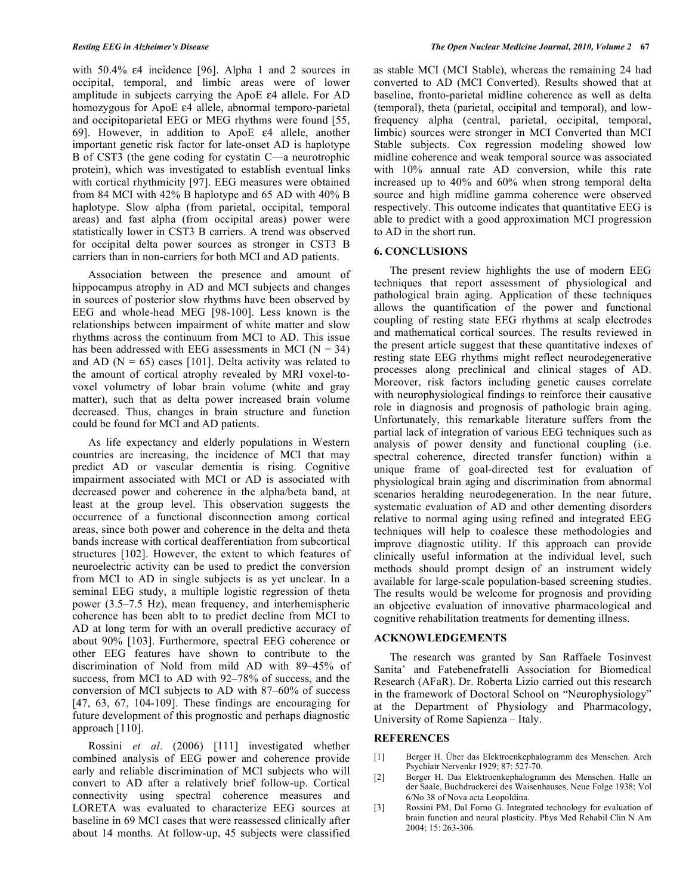with 50.4% ε4 incidence [96]. Alpha 1 and 2 sources in occipital, temporal, and limbic areas were of lower amplitude in subjects carrying the ApoE ε4 allele. For AD homozygous for ApoE ε4 allele, abnormal temporo-parietal and occipitoparietal EEG or MEG rhythms were found [55, 69]. However, in addition to ApoE ε4 allele, another important genetic risk factor for late-onset AD is haplotype B of CST3 (the gene coding for cystatin C—a neurotrophic protein), which was investigated to establish eventual links with cortical rhythmicity [97]. EEG measures were obtained from 84 MCI with 42% B haplotype and 65 AD with 40% B haplotype. Slow alpha (from parietal, occipital, temporal areas) and fast alpha (from occipital areas) power were statistically lower in CST3 B carriers. A trend was observed for occipital delta power sources as stronger in CST3 B carriers than in non-carriers for both MCI and AD patients.

Association between the presence and amount of hippocampus atrophy in AD and MCI subjects and changes in sources of posterior slow rhythms have been observed by EEG and whole-head MEG [98-100]. Less known is the relationships between impairment of white matter and slow rhythms across the continuum from MCI to AD. This issue has been addressed with EEG assessments in MCI (N = 34) and AD (N = 65) cases [101]. Delta activity was related to the amount of cortical atrophy revealed by MRI voxel-to-voxel volumetry of lobar brain volume (white and gray matter), such that as delta power increased brain volume decreased. Thus, changes in brain structure and function could be found for MCI and AD patients.

As life expectancy and elderly populations in Western countries are increasing, the incidence of MCI that may predict AD or vascular dementia is rising. Cognitive impairment associated with MCI or AD is associated with decreased power and coherence in the alpha/beta band, at least at the group level. This observation suggests the occurrence of a functional disconnection among cortical areas, since both power and coherence in the delta and theta bands increase with cortical deafferentiation from subcortical structures [102]. However, the extent to which features of neuroelectric activity can be used to predict the conversion from MCI to AD in single subjects is as yet unclear. In a seminal EEG study, a multiple logistic regression of theta power (3.5–7.5 Hz), mean frequency, and interhemispheric coherence has been ablt to to predict decline from MCI to AD at long term for with an overall predictive accuracy of about 90% [103]. Furthermore, spectral EEG coherence or other EEG features have shown to contribute to the discrimination of Nold from mild AD with 89–45% of success, from MCI to AD with 92–78% of success, and the conversion of MCI subjects to AD with 87–60% of success [47, 63, 67, 104-109]. These findings are encouraging for future development of this prognostic and perhaps diagnostic approach [110].

Rossini *et al*. (2006) [111] investigated whether combined analysis of EEG power and coherence provide early and reliable discrimination of MCI subjects who will convert to AD after a relatively brief follow-up. Cortical connectivity using spectral coherence measures and LORETA was evaluated to characterize EEG sources at baseline in 69 MCI cases that were reassessed clinically after about 14 months. At follow-up, 45 subjects were classified as stable MCI (MCI Stable), whereas the remaining 24 had converted to AD (MCI Converted). Results showed that at baseline, fronto-parietal midline coherence as well as delta (temporal), theta (parietal, occipital and temporal), and low-frequency alpha (central, parietal, occipital, temporal, limbic) sources were stronger in MCI Converted than MCI Stable subjects. Cox regression modeling showed low midline coherence and weak temporal source was associated with 10% annual rate AD conversion, while this rate increased up to 40% and 60% when strong temporal delta source and high midline gamma coherence were observed respectively. This outcome indicates that quantitative EEG is able to predict with a good approximation MCI progression to AD in the short run.

## 6. CONCLUSIONS

The present review highlights the use of modern EEG techniques that report assessment of physiological and pathological brain aging. Application of these techniques allows the quantification of the power and functional coupling of resting state EEG rhythms at scalp electrodes and mathematical cortical sources. The results reviewed in the present article suggest that these quantitative indexes of resting state EEG rhythms might reflect neurodegenerative processes along preclinical and clinical stages of AD. Moreover, risk factors including genetic causes correlate with neurophysiological findings to reinforce their causative role in diagnosis and prognosis of pathologic brain aging. Unfortunately, this remarkable literature suffers from the partial lack of integration of various EEG techniques such as analysis of power density and functional coupling (i.e. spectral coherence, directed transfer function) within a unique frame of goal-directed test for evaluation of physiological brain aging and discrimination from abnormal scenarios heralding neurodegeneration. In the near future, systematic evaluation of AD and other dementing disorders relative to normal aging using refined and integrated EEG techniques will help to coalesce these methodologies and improve diagnostic utility. If this approach can provide clinically useful information at the individual level, such methods should prompt design of an instrument widely available for large-scale population-based screening studies. The results would be welcome for prognosis and providing an objective evaluation of innovative pharmacological and cognitive rehabilitation treatments for dementing illness.

## ACKNOWLEDGEMENTS

The research was granted by San Raffaele Tosinvest Sanita' and Fatebenefratelli Association for Biomedical Research (AFaR). Dr. Roberta Lizio carried out this research in the framework of Doctoral School on "Neurophysiology" at the Department of Physiology and Pharmacology, University of Rome Sapienza – Italy.

## REFERENCES

[1] Berger H. Über das Elektroenkephalogramm des Menschen. Arch Psychiatr Nervenkr 1929; 87: 527-70.

[2] Berger H. Das Elektroenkephalogramm des Menschen. Halle an der Saale, Buchdruckerei des Waisenhauses, Neue Folge 1938; Vol 6/No 38 of Nova acta Leopoldina.

[3] Rossini PM, Dal Forno G. Integrated technology for evaluation of brain function and neural plasticity. Phys Med Rehabil Clin N Am 2004; 15: 263-306.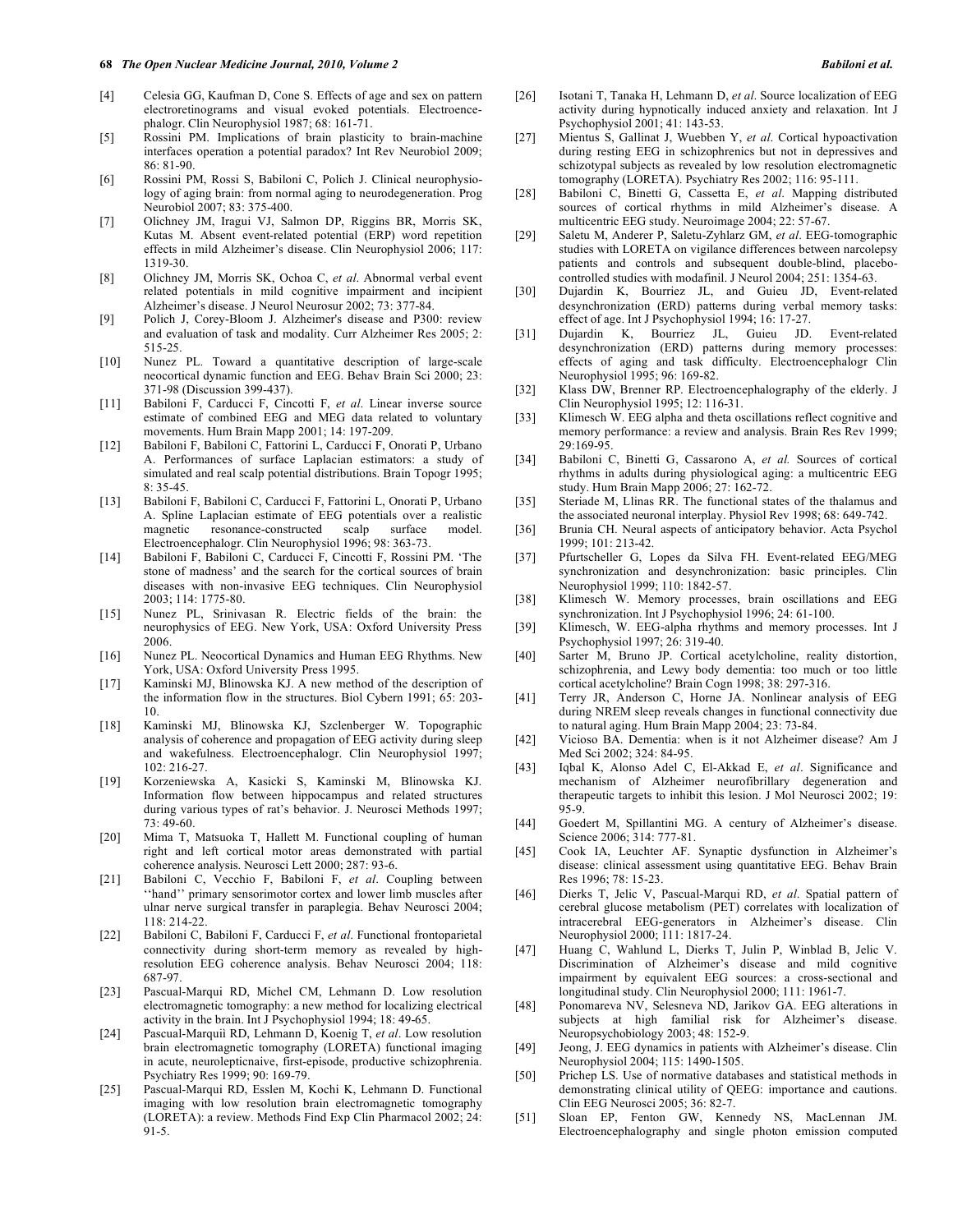[4] Celesia GG, Kaufman D, Cone S. Effects of age and sex on pattern electroretinograms and visual evoked potentials. Electroencephalogr. Clin Neurophysiol 1987; 68: 161-71.

[5] Rossini PM. Implications of brain plasticity to brain-machine interfaces operation a potential paradox? Int Rev Neurobiol 2009; 86: 81-90.

[6] Rossini PM, Rossi S, Babiloni C, Polich J. Clinical neurophysiology of aging brain: from normal aging to neurodegeneration. Prog Neurobiol 2007; 83: 375-400.

[7] Olichney JM, Iragui VJ, Salmon DP, Riggins BR, Morris SK, Kutas M. Absent event-related potential (ERP) word repetition effects in mild Alzheimer's disease. Clin Neurophysiol 2006; 117: 1319-30.

[8] Olichney JM, Morris SK, Ochoa C, *et al*. Abnormal verbal event related potentials in mild cognitive impairment and incipient Alzheimer's disease. J Neurol Neurosur 2002; 73: 377-84.

[9] Polich J, Corey-Bloom J. Alzheimer's disease and P300: review and evaluation of task and modality. Curr Alzheimer Res 2005; 2: 515-25.

[10] Nunez PL. Toward a quantitative description of large-scale neocortical dynamic function and EEG. Behav Brain Sci 2000; 23: 371-98 (Discussion 399-437).

[11] Babiloni F, Carducci F, Cincotti F, *et al*. Linear inverse source estimate of combined EEG and MEG data related to voluntary movements. Hum Brain Mapp 2001; 14: 197-209.

[12] Babiloni F, Babiloni C, Fattorini L, Carducci F, Onorati P, Urbano A. Performances of surface Laplacian estimators: a study of simulated and real scalp potential distributions. Brain Topogr 1995; 8: 35-45.

[13] Babiloni F, Babiloni C, Carducci F, Fattorini L, Onorati P, Urbano A. Spline Laplacian estimate of EEG potentials over a realistic magnetic resonance-constructed scalp surface model. Electroencephalogr. Clin Neurophysiol 1996; 98: 363-73.

[14] Babiloni F, Babiloni C, Carducci F, Cincotti F, Rossini PM. 'The stone of madness' and the search for the cortical sources of brain diseases with non-invasive EEG techniques. Clin Neurophysiol 2003; 114: 1775-80.

[15] Nunez PL, Srinivasan R. Electric fields of the brain: the neurophysics of EEG. New York, USA: Oxford University Press 2006.

[16] Nunez PL. Neocortical Dynamics and Human EEG Rhythms. New York, USA: Oxford University Press 1995.

[17] Kaminski MJ, Blinowska KJ. A new method of the description of the information flow in the structures. Biol Cybern 1991; 65: 203-10.

[18] Kaminski MJ, Blinowska KJ, Szclenberger W. Topographic analysis of coherence and propagation of EEG activity during sleep and wakefulness. Electroencephalogr. Clin Neurophysiol 1997; 102: 216-27.

[19] Korzeniewska A, Kasicki S, Kaminski M, Blinowska KJ. Information flow between hippocampus and related structures during various types of rat's behavior. J. Neurosci Methods 1997; 73: 49-60.

[20] Mima T, Matsuoka T, Hallett M. Functional coupling of human right and left cortical motor areas demonstrated with partial coherence analysis. Neurosci Lett 2000; 287: 93-6.

[21] Babiloni C, Vecchio F, Babiloni F, *et al*. Coupling between ''hand'' primary sensorimotor cortex and lower limb muscles after ulnar nerve surgical transfer in paraplegia. Behav Neurosci 2004; 118: 214-22.

[22] Babiloni C, Babiloni F, Carducci F, *et al*. Functional frontoparietal connectivity during short-term memory as revealed by high-resolution EEG coherence analysis. Behav Neurosci 2004; 118: 687-97.

[23] Pascual-Marqui RD, Michel CM, Lehmann D. Low resolution electromagnetic tomography: a new method for localizing electrical activity in the brain. Int J Psychophysiol 1994; 18: 49-65.

[24] Pascual-Marquii RD, Lehmann D, Koenig T, *et al*. Low resolution brain electromagnetic tomography (LORETA) functional imaging in acute, neurolepticnaive, first-episode, productive schizophrenia. Psychiatry Res 1999; 90: 169-79.

[25] Pascual-Marqui RD, Esslen M, Kochi K, Lehmann D. Functional imaging with low resolution brain electromagnetic tomography (LORETA): a review. Methods Find Exp Clin Pharmacol 2002; 24: 91-5.

[26] Isotani T, Tanaka H, Lehmann D, *et al*. Source localization of EEG activity during hypnotically induced anxiety and relaxation. Int J Psychophysiol 2001; 41: 143-53.

[27] Mientus S, Gallinat J, Wuebben Y, *et al*. Cortical hypoactivation during resting EEG in schizophrenics but not in depressives and schizotypal subjects as revealed by low resolution electromagnetic tomography (LORETA). Psychiatry Res 2002; 116: 95-111.

[28] Babiloni C, Binetti G, Cassetta E, *et al*. Mapping distributed sources of cortical rhythms in mild Alzheimer's disease. A multicentric EEG study. Neuroimage 2004; 22: 57-67.

[29] Saletu M, Anderer P, Saletu-Zyhlarz GM, *et al*. EEG-tomographic studies with LORETA on vigilance differences between narcolepsy patients and controls and subsequent double-blind, placebo-controlled studies with modafinil. J Neurol 2004; 251: 1354-63.

[30] Dujardin K, Bourriez JL, and Guieu JD, Event-related desynchronization (ERD) patterns during verbal memory tasks: effect of age. Int J Psychophysiol 1994; 16: 17-27.

[31] Dujardin K, Bourriez JL, Guieu JD. Event-related desynchronization (ERD) patterns during memory processes: effects of aging and task difficulty. Electroencephalogr Clin Neurophysiol 1995; 96: 169-82.

[32] Klass DW, Brenner RP. Electroencephalography of the elderly. J Clin Neurophysiol 1995; 12: 116-31.

[33] Klimesch W. EEG alpha and theta oscillations reflect cognitive and memory performance: a review and analysis. Brain Res Rev 1999; 29:169-95.

[34] Babiloni C, Binetti G, Cassarono A, *et al.* Sources of cortical rhythms in adults during physiological aging: a multicentric EEG study. Hum Brain Mapp 2006; 27: 162-72.

[35] Steriade M, Llinas RR. The functional states of the thalamus and the associated neuronal interplay. Physiol Rev 1998; 68: 649-742.

[36] Brunia CH. Neural aspects of anticipatory behavior. Acta Psychol 1999; 101: 213-42.

[37] Pfurtscheller G, Lopes da Silva FH. Event-related EEG/MEG synchronization and desynchronization: basic principles. Clin Neurophysiol 1999; 110: 1842-57.

[38] Klimesch W. Memory processes, brain oscillations and EEG synchronization. Int J Psychophysiol 1996; 24: 61-100.

[39] Klimesch, W. EEG-alpha rhythms and memory processes. Int J Psychophysiol 1997; 26: 319-40.

[40] Sarter M, Bruno JP. Cortical acetylcholine, reality distortion, schizophrenia, and Lewy body dementia: too much or too little cortical acetylcholine? Brain Cogn 1998; 38: 297-316.

[41] Terry JR, Anderson C, Horne JA. Nonlinear analysis of EEG during NREM sleep reveals changes in functional connectivity due to natural aging. Hum Brain Mapp 2004; 23: 73-84.

[42] Vicioso BA. Dementia: when is it not Alzheimer disease? Am J Med Sci 2002; 324: 84-95.

[43] Iqbal K, Alonso Adel C, El-Akkad E, *et al*. Significance and mechanism of Alzheimer neurofibrillary degeneration and therapeutic targets to inhibit this lesion. J Mol Neurosci 2002; 19: 95-9.

[44] Goedert M, Spillantini MG. A century of Alzheimer's disease. Science 2006; 314: 777-81.

[45] Cook IA, Leuchter AF. Synaptic dysfunction in Alzheimer's disease: clinical assessment using quantitative EEG. Behav Brain Res 1996; 78: 15-23.

[46] Dierks T, Jelic V, Pascual-Marqui RD, *et al*. Spatial pattern of cerebral glucose metabolism (PET) correlates with localization of intracerebral EEG-generators in Alzheimer's disease. Clin Neurophysiol 2000; 111: 1817-24.

[47] Huang C, Wahlund L, Dierks T, Julin P, Winblad B, Jelic V. Discrimination of Alzheimer's disease and mild cognitive impairment by equivalent EEG sources: a cross-sectional and longitudinal study. Clin Neurophysiol 2000; 111: 1961-7.

[48] Ponomareva NV, Selesneva ND, Jarikov GA. EEG alterations in subjects at high familial risk for Alzheimer's disease. Neuropsychobiology 2003; 48: 152-9.

[49] Jeong, J. EEG dynamics in patients with Alzheimer's disease. Clin Neurophysiol 2004; 115: 1490-1505.

[50] Prichep LS. Use of normative databases and statistical methods in demonstrating clinical utility of QEEG: importance and cautions. Clin EEG Neurosci 2005; 36: 82-7.

[51] Sloan EP, Fenton GW, Kennedy NS, MacLennan JM. Electroencephalography and single photon emission computed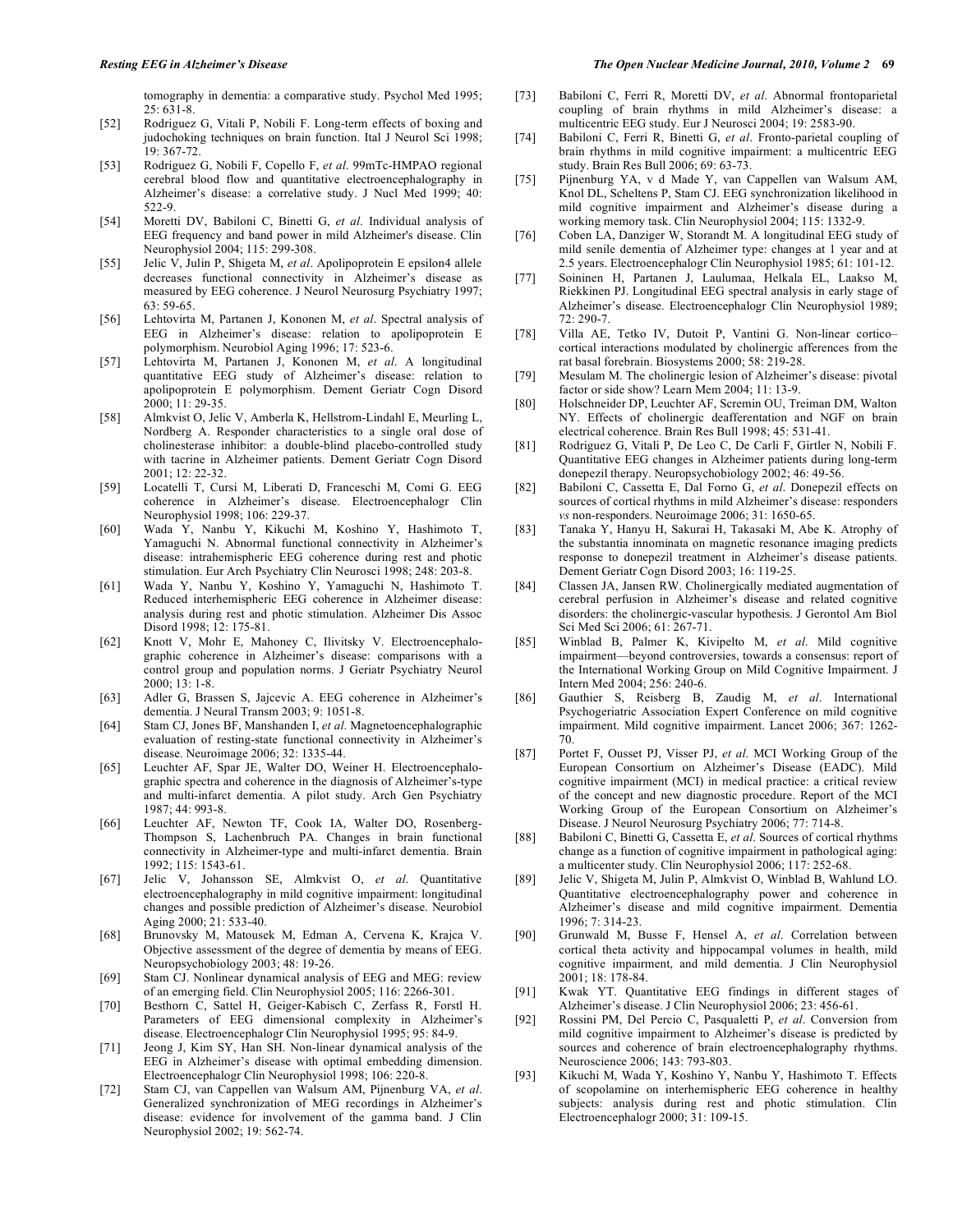tomography in dementia: a comparative study. Psychol Med 1995; 25: 631-8.

[52] Rodriguez G, Vitali P, Nobili F. Long-term effects of boxing and judochoking techniques on brain function. Ital J Neurol Sci 1998; 19: 367-72.

[53] Rodriguez G, Nobili F, Copello F, *et al*. 99mTc-HMPAO regional cerebral blood flow and quantitative electroencephalography in Alzheimer's disease: a correlative study. J Nucl Med 1999; 40: 522-9.

[54] Moretti DV, Babiloni C, Binetti G, *et al*. Individual analysis of EEG frequency and band power in mild Alzheimer's disease. Clin Neurophysiol 2004; 115: 299-308.

[55] Jelic V, Julin P, Shigeta M, *et al*. Apolipoprotein E epsilon4 allele decreases functional connectivity in Alzheimer's disease as measured by EEG coherence. J Neurol Neurosurg Psychiatry 1997; 63: 59-65.

[56] Lehtovirta M, Partanen J, Kononen M, *et al*. Spectral analysis of EEG in Alzheimer's disease: relation to apolipoprotein E polymorphism. Neurobiol Aging 1996; 17: 523-6.

[57] Lehtovirta M, Partanen J, Kononen M, *et al*. A longitudinal quantitative EEG study of Alzheimer's disease: relation to apolipoprotein E polymorphism. Dement Geriatr Cogn Disord 2000; 11: 29-35.

[58] Almkvist O, Jelic V, Amberla K, Hellstrom-Lindahl E, Meurling L, Nordberg A. Responder characteristics to a single oral dose of cholinesterase inhibitor: a double-blind placebo-controlled study with tacrine in Alzheimer patients. Dement Geriatr Cogn Disord 2001; 12: 22-32.

[59] Locatelli T, Cursi M, Liberati D, Franceschi M, Comi G. EEG coherence in Alzheimer's disease. Electroencephalogr Clin Neurophysiol 1998; 106: 229-37.

[60] Wada Y, Nanbu Y, Kikuchi M, Koshino Y, Hashimoto T, Yamaguchi N. Abnormal functional connectivity in Alzheimer's disease: intrahemispheric EEG coherence during rest and photic stimulation. Eur Arch Psychiatry Clin Neurosci 1998; 248: 203-8.

[61] Wada Y, Nanbu Y, Koshino Y, Yamaguchi N, Hashimoto T. Reduced interhemispheric EEG coherence in Alzheimer disease: analysis during rest and photic stimulation. Alzheimer Dis Assoc Disord 1998; 12: 175-81.

[62] Knott V, Mohr E, Mahoney C, Ilivitsky V. Electroencephalographic coherence in Alzheimer's disease: comparisons with a control group and population norms. J Geriatr Psychiatry Neurol 2000; 13: 1-8.

[63] Adler G, Brassen S, Jajcevic A. EEG coherence in Alzheimer's dementia. J Neural Transm 2003; 9: 1051-8.

[64] Stam CJ, Jones BF, Manshanden I, *et al*. Magnetoencephalographic evaluation of resting-state functional connectivity in Alzheimer's disease. Neuroimage 2006; 32: 1335-44.

[65] Leuchter AF, Spar JE, Walter DO, Weiner H. Electroencephalographic spectra and coherence in the diagnosis of Alzheimer's-type and multi-infarct dementia. A pilot study. Arch Gen Psychiatry 1987; 44: 993-8.

[66] Leuchter AF, Newton TF, Cook IA, Walter DO, Rosenberg-Thompson S, Lachenbruch PA. Changes in brain functional connectivity in Alzheimer-type and multi-infarct dementia. Brain 1992; 115: 1543-61.

[67] Jelic V, Johansson SE, Almkvist O, *et al*. Quantitative electroencephalography in mild cognitive impairment: longitudinal changes and possible prediction of Alzheimer's disease. Neurobiol Aging 2000; 21: 533-40.

[68] Brunovsky M, Matousek M, Edman A, Cervena K, Krajca V. Objective assessment of the degree of dementia by means of EEG. Neuropsychobiology 2003; 48: 19-26.

[69] Stam CJ. Nonlinear dynamical analysis of EEG and MEG: review of an emerging field. Clin Neurophysiol 2005; 116: 2266-301.

[70] Besthorn C, Sattel H, Geiger-Kabisch C, Zerfass R, Forstl H. Parameters of EEG dimensional complexity in Alzheimer's disease. Electroencephalogr Clin Neurophysiol 1995; 95: 84-9.

[71] Jeong J, Kim SY, Han SH. Non-linear dynamical analysis of the EEG in Alzheimer's disease with optimal embedding dimension. Electroencephalogr Clin Neurophysiol 1998; 106: 220-8.

[72] Stam CJ, van Cappellen van Walsum AM, Pijnenburg VA, *et al*. Generalized synchronization of MEG recordings in Alzheimer's disease: evidence for involvement of the gamma band. J Clin Neurophysiol 2002; 19: 562-74.

[73] Babiloni C, Ferri R, Moretti DV, *et al*. Abnormal frontoparietal coupling of brain rhythms in mild Alzheimer's disease: a multicentric EEG study. Eur J Neurosci 2004; 19: 2583-90.

[74] Babiloni C, Ferri R, Binetti G, *et al*. Fronto-parietal coupling of brain rhythms in mild cognitive impairment: a multicentric EEG study. Brain Res Bull 2006; 69: 63-73.

[75] Pijnenburg YA, v d Made Y, van Cappellen van Walsum AM, Knol DL, Scheltens P, Stam CJ. EEG synchronization likelihood in mild cognitive impairment and Alzheimer's disease during a working memory task. Clin Neurophysiol 2004; 115: 1332-9.

[76] Coben LA, Danziger W, Storandt M. A longitudinal EEG study of mild senile dementia of Alzheimer type: changes at 1 year and at 2.5 years. Electroencephalogr Clin Neurophysiol 1985; 61: 101-12.

[77] Soininen H, Partanen J, Laulumaa, Helkala EL, Laakso M, Riekkinen PJ. Longitudinal EEG spectral analysis in early stage of Alzheimer's disease. Electroencephalogr Clin Neurophysiol 1989; 72: 290-7.

[78] Villa AE, Tetko IV, Dutoit P, Vantini G. Non-linear cortico–cortical interactions modulated by cholinergic afferences from the rat basal forebrain. Biosystems 2000; 58: 219-28.

[79] Mesulam M. The cholinergic lesion of Alzheimer's disease: pivotal factor or side show? Learn Mem 2004; 11: 13-9.

[80] Holschneider DP, Leuchter AF, Scremin OU, Treiman DM, Walton NY. Effects of cholinergic deafferentation and NGF on brain electrical coherence. Brain Res Bull 1998; 45: 531-41.

[81] Rodriguez G, Vitali P, De Leo C, De Carli F, Girtler N, Nobili F. Quantitative EEG changes in Alzheimer patients during long-term donepezil therapy. Neuropsychobiology 2002; 46: 49-56.

[82] Babiloni C, Cassetta E, Dal Forno G, *et al*. Donepezil effects on sources of cortical rhythms in mild Alzheimer's disease: responders *vs* non-responders. Neuroimage 2006; 31: 1650-65.

[83] Tanaka Y, Hanyu H, Sakurai H, Takasaki M, Abe K. Atrophy of the substantia innominata on magnetic resonance imaging predicts response to donepezil treatment in Alzheimer's disease patients. Dement Geriatr Cogn Disord 2003; 16: 119-25.

[84] Classen JA, Jansen RW. Cholinergically mediated augmentation of cerebral perfusion in Alzheimer's disease and related cognitive disorders: the cholinergic-vascular hypothesis. J Gerontol Am Biol Sci Med Sci 2006; 61: 267-71.

[85] Winblad B, Palmer K, Kivipelto M, *et al*. Mild cognitive impairment—beyond controversies, towards a consensus: report of the International Working Group on Mild Cognitive Impairment. J Intern Med 2004; 256: 240-6.

[86] Gauthier S, Reisberg B, Zaudig M, *et al*. International Psychogeriatric Association Expert Conference on mild cognitive impairment. Mild cognitive impairment. Lancet 2006; 367: 1262-70.

[87] Portet F, Ousset PJ, Visser PJ, *et al*. MCI Working Group of the European Consortium on Alzheimer's Disease (EADC). Mild cognitive impairment (MCI) in medical practice: a critical review of the concept and new diagnostic procedure. Report of the MCI Working Group of the European Consortium on Alzheimer's Disease. J Neurol Neurosurg Psychiatry 2006; 77: 714-8.

[88] Babiloni C, Binetti G, Cassetta E, *et al*. Sources of cortical rhythms change as a function of cognitive impairment in pathological aging: a multicenter study. Clin Neurophysiol 2006; 117: 252-68.

[89] Jelic V, Shigeta M, Julin P, Almkvist O, Winblad B, Wahlund LO. Quantitative electroencephalography power and coherence in Alzheimer's disease and mild cognitive impairment. Dementia 1996; 7: 314-23.

[90] Grunwald M, Busse F, Hensel A, *et al*. Correlation between cortical theta activity and hippocampal volumes in health, mild cognitive impairment, and mild dementia. J Clin Neurophysiol 2001; 18: 178-84.

[91] Kwak YT. Quantitative EEG findings in different stages of Alzheimer's disease. J Clin Neurophysiol 2006; 23: 456-61.

[92] Rossini PM, Del Percio C, Pasqualetti P, *et al*. Conversion from mild cognitive impairment to Alzheimer's disease is predicted by sources and coherence of brain electroencephalography rhythms. Neuroscience 2006; 143: 793-803.

[93] Kikuchi M, Wada Y, Koshino Y, Nanbu Y, Hashimoto T. Effects of scopolamine on interhemispheric EEG coherence in healthy subjects: analysis during rest and photic stimulation. Clin Electroencephalogr 2000; 31: 109-15.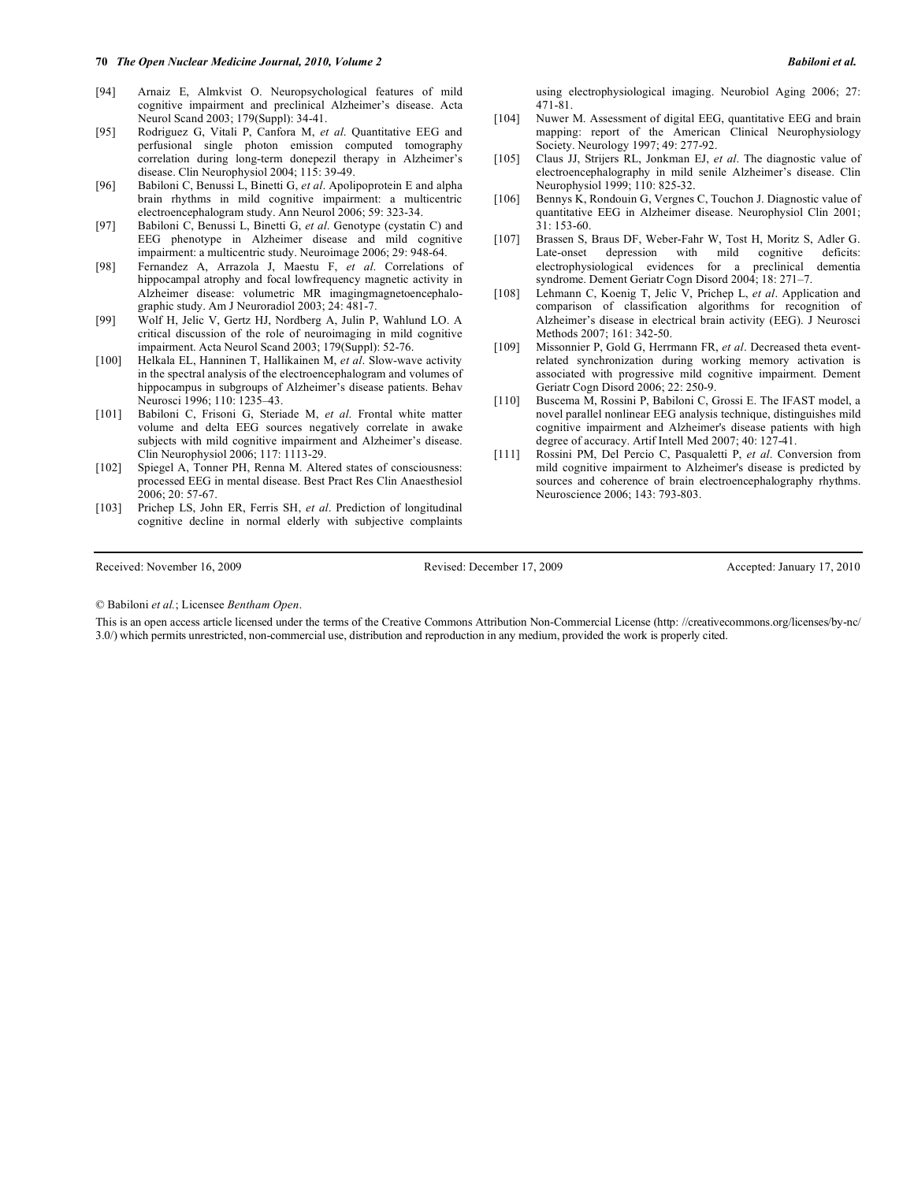[94] Arnaiz E, Almkvist O. Neuropsychological features of mild cognitive impairment and preclinical Alzheimer's disease. Acta Neurol Scand 2003; 179(Suppl): 34-41.

[95] Rodriguez G, Vitali P, Canfora M, *et al*. Quantitative EEG and perfusional single photon emission computed tomography correlation during long-term donepezil therapy in Alzheimer's disease. Clin Neurophysiol 2004; 115: 39-49.

[96] Babiloni C, Benussi L, Binetti G, *et al*. Apolipoprotein E and alpha brain rhythms in mild cognitive impairment: a multicentric electroencephalogram study. Ann Neurol 2006; 59: 323-34.

[97] Babiloni C, Benussi L, Binetti G, *et al*. Genotype (cystatin C) and EEG phenotype in Alzheimer disease and mild cognitive impairment: a multicentric study. Neuroimage 2006; 29: 948-64.

[98] Fernandez A, Arrazola J, Maestu F, *et al*. Correlations of hippocampal atrophy and focal lowfrequency magnetic activity in Alzheimer disease: volumetric MR imagingmagnetoencephalographic study. Am J Neuroradiol 2003; 24: 481-7.

[99] Wolf H, Jelic V, Gertz HJ, Nordberg A, Julin P, Wahlund LO. A critical discussion of the role of neuroimaging in mild cognitive impairment. Acta Neurol Scand 2003; 179(Suppl): 52-76.

[100] Helkala EL, Hanninen T, Hallikainen M, *et al*. Slow-wave activity in the spectral analysis of the electroencephalogram and volumes of hippocampus in subgroups of Alzheimer's disease patients. Behav Neurosci 1996; 110: 1235–43.

[101] Babiloni C, Frisoni G, Steriade M, *et al*. Frontal white matter volume and delta EEG sources negatively correlate in awake subjects with mild cognitive impairment and Alzheimer's disease. Clin Neurophysiol 2006; 117: 1113-29.

[102] Spiegel A, Tonner PH, Renna M. Altered states of consciousness: processed EEG in mental disease. Best Pract Res Clin Anaesthesiol 2006; 20: 57-67.

[103] Prichep LS, John ER, Ferris SH, *et al*. Prediction of longitudinal cognitive decline in normal elderly with subjective complaints using electrophysiological imaging. Neurobiol Aging 2006; 27: 471-81.

[104] Nuwer M. Assessment of digital EEG, quantitative EEG and brain mapping: report of the American Clinical Neurophysiology Society. Neurology 1997; 49: 277-92.

[105] Claus JJ, Strijers RL, Jonkman EJ, *et al*. The diagnostic value of electroencephalography in mild senile Alzheimer's disease. Clin Neurophysiol 1999; 110: 825-32.

[106] Bennys K, Rondouin G, Vergnes C, Touchon J. Diagnostic value of quantitative EEG in Alzheimer disease. Neurophysiol Clin 2001; 31: 153-60.

[107] Brassen S, Braus DF, Weber-Fahr W, Tost H, Moritz S, Adler G. Late-onset depression with mild cognitive deficits: electrophysiological evidences for a preclinical dementia syndrome. Dement Geriatr Cogn Disord 2004; 18: 271–7.

[108] Lehmann C, Koenig T, Jelic V, Prichep L, *et al*. Application and comparison of classification algorithms for recognition of Alzheimer's disease in electrical brain activity (EEG). J Neurosci Methods 2007; 161: 342-50.

[109] Missonnier P, Gold G, Herrmann FR, *et al*. Decreased theta event-related synchronization during working memory activation is associated with progressive mild cognitive impairment. Dement Geriatr Cogn Disord 2006; 22: 250-9.

[110] Buscema M, Rossini P, Babiloni C, Grossi E. The IFAST model, a novel parallel nonlinear EEG analysis technique, distinguishes mild cognitive impairment and Alzheimer's disease patients with high degree of accuracy. Artif Intell Med 2007; 40: 127-41.

[111] Rossini PM, Del Percio C, Pasqualetti P, *et al*. Conversion from mild cognitive impairment to Alzheimer's disease is predicted by sources and coherence of brain electroencephalography rhythms. Neuroscience 2006; 143: 793-803.

Received: November 16, 2009 Revised: December 17, 2009 Accepted: January 17, 2010

© Babiloni *et al.*; Licensee *Bentham Open*.

This is an open access article licensed under the terms of the Creative Commons Attribution Non-Commercial License (http: //creativecommons.org/licenses/by-nc/3.0/) which permits unrestricted, non-commercial use, distribution and reproduction in any medium, provided the work is properly cited.